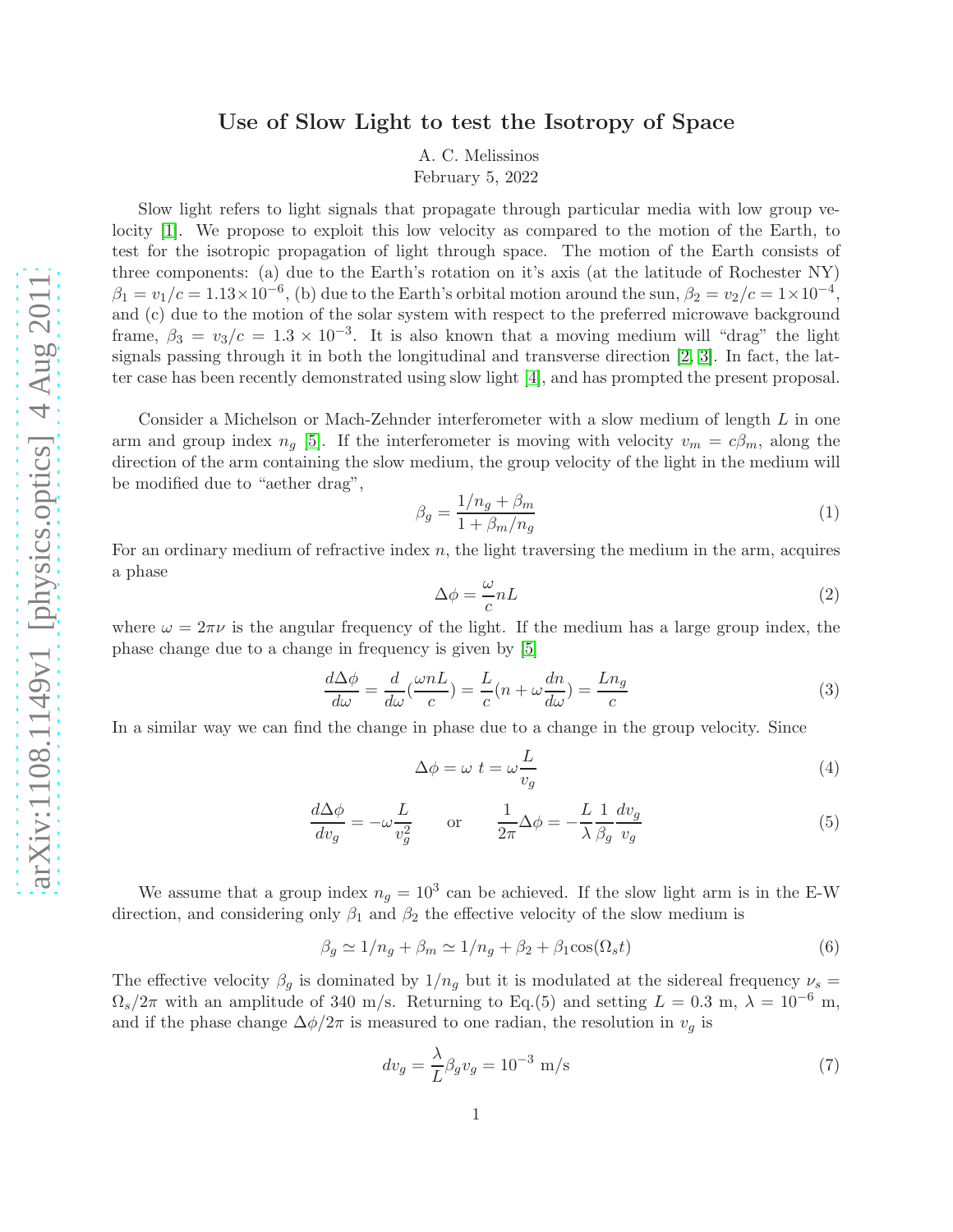# Use of Slow Light to test the Isotropy of Space

A. C. Melissinos

February 5, 2022

Slow light refers to light signals that propagate through particular media with low group velocity [1]. We propose to exploit this low velocity as compared to the motion of the Earth, to test for the isotropic propagation of light through space. The motion of the Earth consists of three components: (a) due to the Earth's rotation on it's axis (at the latitude of Rochester NY) $\beta_1 = v_1/c = 1.13\times10^{-6}$, (b) due to the Earth's orbital motion around the sun, $\beta_2 = v_2/c = 1\times10^{-4}$, and (c) due to the motion of the solar system with respect to the preferred microwave background frame, $\beta_3 = v_3/c = 1.3\times10^{-3}$. It is also known that a moving medium will "drag" the light signals passing through it in both the longitudinal and transverse direction [2, 3]. In fact, the latter case has been recently demonstrated using slow light [4], and has prompted the present proposal.

Consider a Michelson or Mach-Zehnder interferometer with a slow medium of length $L$ in one arm and group index $n_g$ [5]. If the interferometer is moving with velocity $v_m = c\beta_m$, along the direction of the arm containing the slow medium, the group velocity of the light in the medium will be modified due to "aether drag",

$$\beta_g = \frac{1/n_g + \beta_m}{1 + \beta_m/n_g} \tag{1}$$

For an ordinary medium of refractive index $n$, the light traversing the medium in the arm, acquires a phase

$$\Delta\phi = \frac{\omega}{c} nL \tag{2}$$

where $\omega = 2\pi\nu$ is the angular frequency of the light. If the medium has a large group index, the phase change due to a change in frequency is given by [5]

$$\frac{d\Delta\phi}{d\omega} = \frac{d}{d\omega}\left(\frac{\omega nL}{c}\right) = \frac{L}{c}\left(n + \omega\frac{dn}{d\omega}\right) = \frac{Ln_g}{c} \tag{3}$$

In a similar way we can find the change in phase due to a change in the group velocity. Since

$$\Delta\phi = \omega\ t = \omega\frac{L}{v_g} \tag{4}$$

$$\frac{d\Delta\phi}{dv_g} = -\omega\frac{L}{v_g^2} \qquad \text{or} \qquad \frac{1}{2\pi}\Delta\phi = -\frac{L}{\lambda}\frac{1}{\beta_g}\frac{dv_g}{v_g} \tag{5}$$

We assume that a group index $n_g = 10^3$ can be achieved. If the slow light arm is in the E-W direction, and considering only $\beta_1$ and $\beta_2$ the effective velocity of the slow medium is

$$\beta_g \simeq 1/n_g + \beta_m \simeq 1/n_g + \beta_2 + \beta_1\cos(\Omega_s t) \tag{6}$$

The effective velocity $\beta_g$ is dominated by $1/n_g$ but it is modulated at the sidereal frequency $\nu_s = \Omega_s/2\pi$ with an amplitude of 340 m/s. Returning to Eq.(5) and setting $L = 0.3$ m, $\lambda = 10^{-6}$ m, and if the phase change $\Delta\phi/2\pi$ is measured to one radian, the resolution in $v_g$ is

$$dv_g = \frac{\lambda}{L}\beta_g v_g = 10^{-3}\ \text{m/s} \tag{7}$$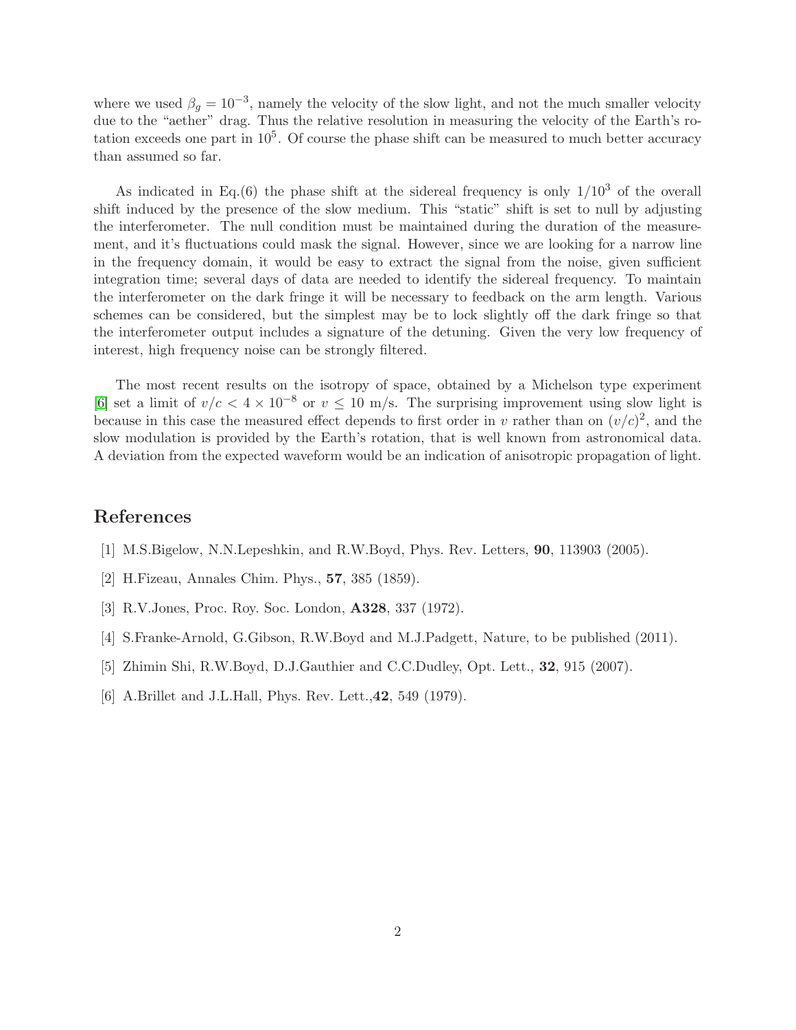where we used $\beta_g = 10^{-3}$, namely the velocity of the slow light, and not the much smaller velocity due to the "aether" drag. Thus the relative resolution in measuring the velocity of the Earth's rotation exceeds one part in $10^5$. Of course the phase shift can be measured to much better accuracy than assumed so far.

As indicated in Eq.(6) the phase shift at the sidereal frequency is only $1/10^3$ of the overall shift induced by the presence of the slow medium. This "static" shift is set to null by adjusting the interferometer. The null condition must be maintained during the duration of the measurement, and it's fluctuations could mask the signal. However, since we are looking for a narrow line in the frequency domain, it would be easy to extract the signal from the noise, given sufficient integration time; several days of data are needed to identify the sidereal frequency. To maintain the interferometer on the dark fringe it will be necessary to feedback on the arm length. Various schemes can be considered, but the simplest may be to lock slightly off the dark fringe so that the interferometer output includes a signature of the detuning. Given the very low frequency of interest, high frequency noise can be strongly filtered.

The most recent results on the isotropy of space, obtained by a Michelson type experiment [6] set a limit of $v/c < 4 \times 10^{-8}$ or $v \leq 10$ m/s. The surprising improvement using slow light is because in this case the measured effect depends to first order in $v$ rather than on $(v/c)^2$, and the slow modulation is provided by the Earth's rotation, that is well known from astronomical data. A deviation from the expected waveform would be an indication of anisotropic propagation of light.

## References

[1] M.S.Bigelow, N.N.Lepeshkin, and R.W.Boyd, Phys. Rev. Letters, **90**, 113903 (2005).

[2] H.Fizeau, Annales Chim. Phys., **57**, 385 (1859).

[3] R.V.Jones, Proc. Roy. Soc. London, **A328**, 337 (1972).

[4] S.Franke-Arnold, G.Gibson, R.W.Boyd and M.J.Padgett, Nature, to be published (2011).

[5] Zhimin Shi, R.W.Boyd, D.J.Gauthier and C.C.Dudley, Opt. Lett., **32**, 915 (2007).

[6] A.Brillet and J.L.Hall, Phys. Rev. Lett.,**42**, 549 (1979).